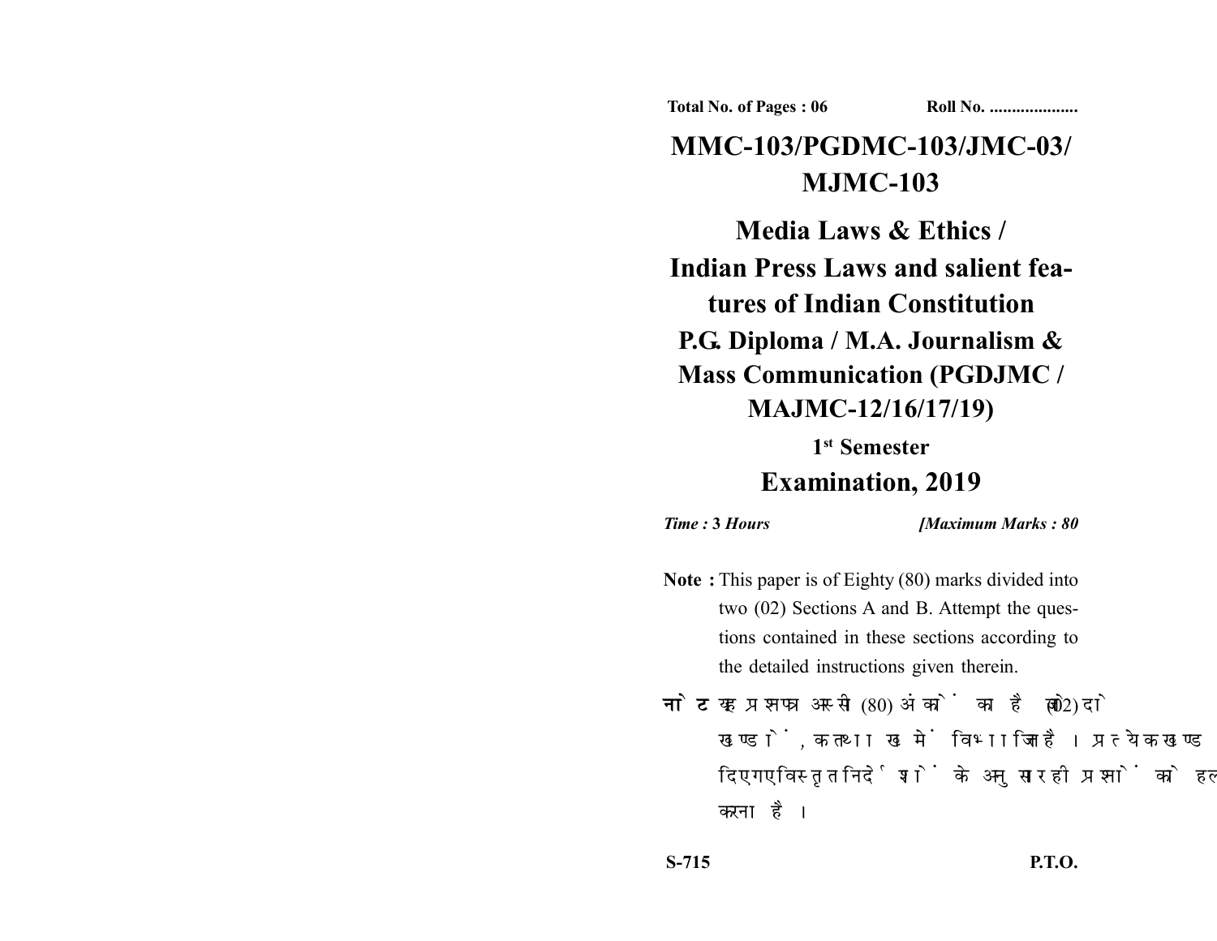Total No. of Pages : 06 Roll No. ...................

# MMC-103/PGDMC-103/JMC-03/ MJMC-103

# Media Laws & Ethics / Indian Press Laws and salient features of Indian Constitution

## P.G. Diploma / M.A. Journalism & Mass Communication (PGDJMC / MAJMC-12/16/17/19)

### 1st Semester

## Examination, 2019

*Time :* **3** *Hours* *[Maximum Marks : 80*

**Note :** This paper is of Eighty (80) marks divided into two (02) Sections A and B. Attempt the questions contained in these sections according to the detailed instructions given therein.

**नोट :** यह प्रश्नपत्र अस्सी (80) अंकों का है जो दो (02) खण्डों, क तथा ख में विभाजित है। प्रत्येक खण्ड में दिए गए विस्तृत निर्देशों के अनुसार ही प्रश्नों को हल करना है।

S-715 P.T.O.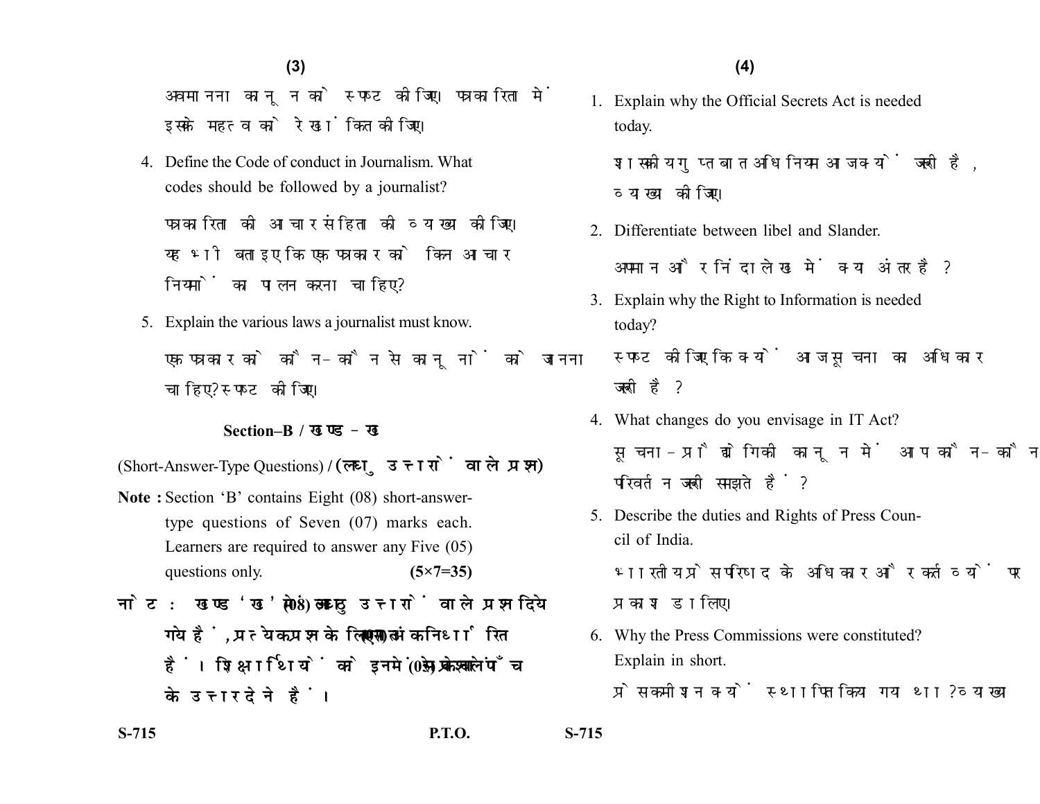अवमानना कानून को स्पष्ट कीजिए। पत्रकारिता में इसके महत्व को रेखांकित कीजिए।

4. Define the Code of conduct in Journalism. What codes should be followed by a journalist?

   पत्रकारिता की आचार संहिता की व्याख्या कीजिए। यह भी बताइए कि एक पत्रकार को किन आचार नियमों का पालन करना चाहिए?

5. Explain the various laws a journalist must know.

   एक पत्रकार को कौन-कौन से कानूनों को जानना चाहिए? स्पष्ट कीजिए।

## Section–B / खण्ड - ख

(Short-Answer-Type Questions) / (लघु उत्तरों वाले प्रश्न)

**Note :** Section 'B' contains Eight (08) short-answer-type questions of Seven (07) marks each. Learners are required to answer any Five (05) questions only. **(5×7=35)**

**नोट : खण्ड 'ख' में आठ (08) लघु उत्तरों वाले प्रश्न दिये गये हैं, प्रत्येक प्रश्न के लिए सात (07) अंक निर्धारित हैं। शिक्षार्थियों को इनमें से केवल पाँच (05) प्रश्नों के उत्तर देने हैं।**

1. Explain why the Official Secrets Act is needed today.

   शासकीय गुप्त बात अधिनियम आज क्यों जरूरी है, व्याख्या कीजिए।

2. Differentiate between libel and Slander.

   अपमान और निंदा लेख में क्या अंतर है?

3. Explain why the Right to Information is needed today?

   स्पष्ट कीजिए कि क्यों आज सूचना का अधिकार जरूरी है?

4. What changes do you envisage in IT Act?

   सूचना-प्रौद्योगिकी कानून में आप कौन-कौन परिवर्तन जरूरी समझते हैं?

5. Describe the duties and Rights of Press Council of India.

   भारतीय प्रेस परिषद के अधिकार और कर्तव्यों पर प्रकाश डालिए।

6. Why the Press Commissions were constituted? Explain in short.

   प्रेस कमीशन क्यों स्थापित किया गया था? व्याख्या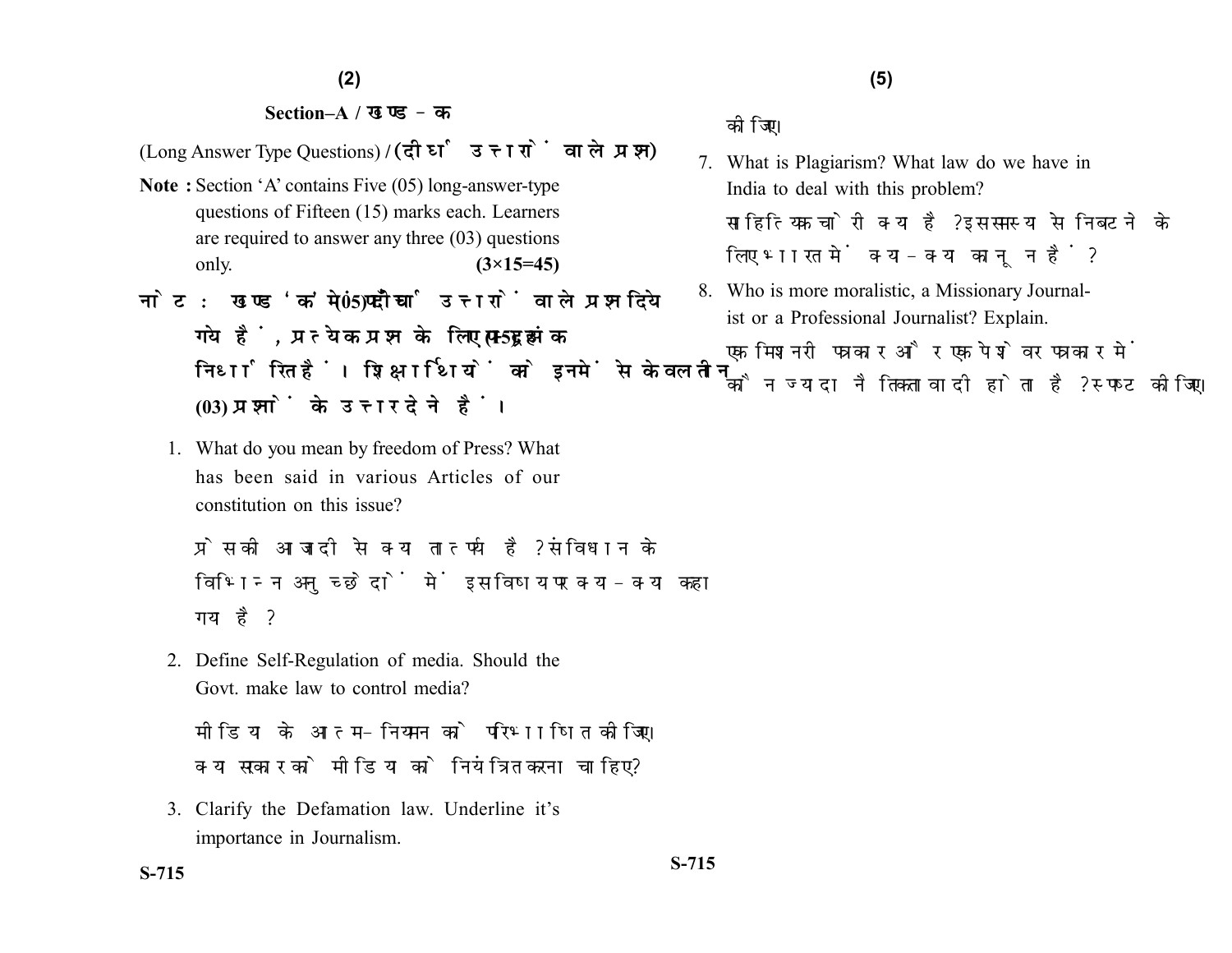## Section–A / खण्ड – क

(Long Answer Type Questions) / (दीर्घ उत्तरों वाले प्रश्न)

**Note :** Section 'A' contains Five (05) long-answer-type questions of Fifteen (15) marks each. Learners are required to answer any three (03) questions only. **(3×15=45)**

**नोट :** खण्ड 'क' में पाँच (05) दीर्घ उत्तरों वाले प्रश्न दिये गये हैं, प्रत्येक प्रश्न के लिए पन्द्रह (15) अंक निर्धारित हैं। शिक्षार्थियों को इनमें से केवल तीन (03) प्रश्नों के उत्तर देने हैं।

1. What do you mean by freedom of Press? What has been said in various Articles of our constitution on this issue?

   प्रेस की आजादी से क्या तात्पर्य है? संविधान के विभिन्न अनुच्छेदों में इस विषय पर क्या-क्या कहा गया है?

2. Define Self-Regulation of media. Should the Govt. make law to control media?

   मीडिया के आत्म-नियमन को परिभाषित कीजिए। क्या सरकार को मीडिया को नियंत्रित करना चाहिए?

3. Clarify the Defamation law. Underline it's importance in Journalism.

कीजिए।

7. What is Plagiarism? What law do we have in India to deal with this problem?

   साहित्यिक चोरी क्या है? इस समस्या से निबटने के लिए भारत में क्या-क्या कानून हैं?

8. Who is more moralistic, a Missionary Journalist or a Professional Journalist? Explain.

   एक मिशनरी पत्रकार और एक पेशेवर पत्रकार में कौन ज्यादा नैतिकतावादी होता है? स्पष्ट कीजिए।